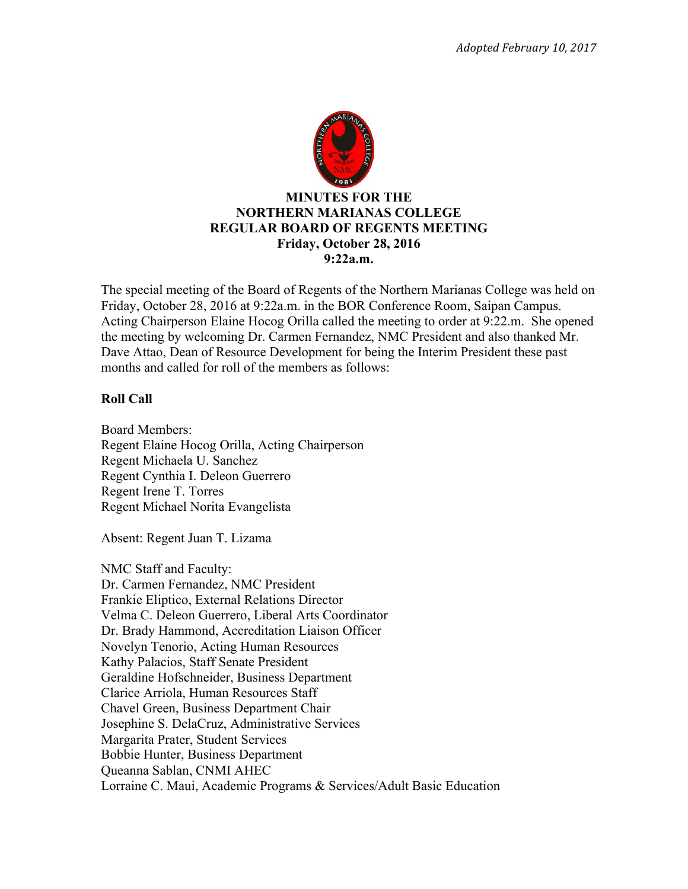*Adopted February 10, 2017*

**MINUTES FOR THE**
**NORTHERN MARIANAS COLLEGE**
**REGULAR BOARD OF REGENTS MEETING**
**Friday, October 28, 2016**
**9:22a.m.**

The special meeting of the Board of Regents of the Northern Marianas College was held on Friday, October 28, 2016 at 9:22a.m. in the BOR Conference Room, Saipan Campus. Acting Chairperson Elaine Hocog Orilla called the meeting to order at 9:22.m. She opened the meeting by welcoming Dr. Carmen Fernandez, NMC President and also thanked Mr. Dave Attao, Dean of Resource Development for being the Interim President these past months and called for roll of the members as follows:

**Roll Call**

Board Members:
Regent Elaine Hocog Orilla, Acting Chairperson
Regent Michaela U. Sanchez
Regent Cynthia I. Deleon Guerrero
Regent Irene T. Torres
Regent Michael Norita Evangelista

Absent: Regent Juan T. Lizama

NMC Staff and Faculty:
Dr. Carmen Fernandez, NMC President
Frankie Eliptico, External Relations Director
Velma C. Deleon Guerrero, Liberal Arts Coordinator
Dr. Brady Hammond, Accreditation Liaison Officer
Novelyn Tenorio, Acting Human Resources
Kathy Palacios, Staff Senate President
Geraldine Hofschneider, Business Department
Clarice Arriola, Human Resources Staff
Chavel Green, Business Department Chair
Josephine S. DelaCruz, Administrative Services
Margarita Prater, Student Services
Bobbie Hunter, Business Department
Queanna Sablan, CNMI AHEC
Lorraine C. Maui, Academic Programs & Services/Adult Basic Education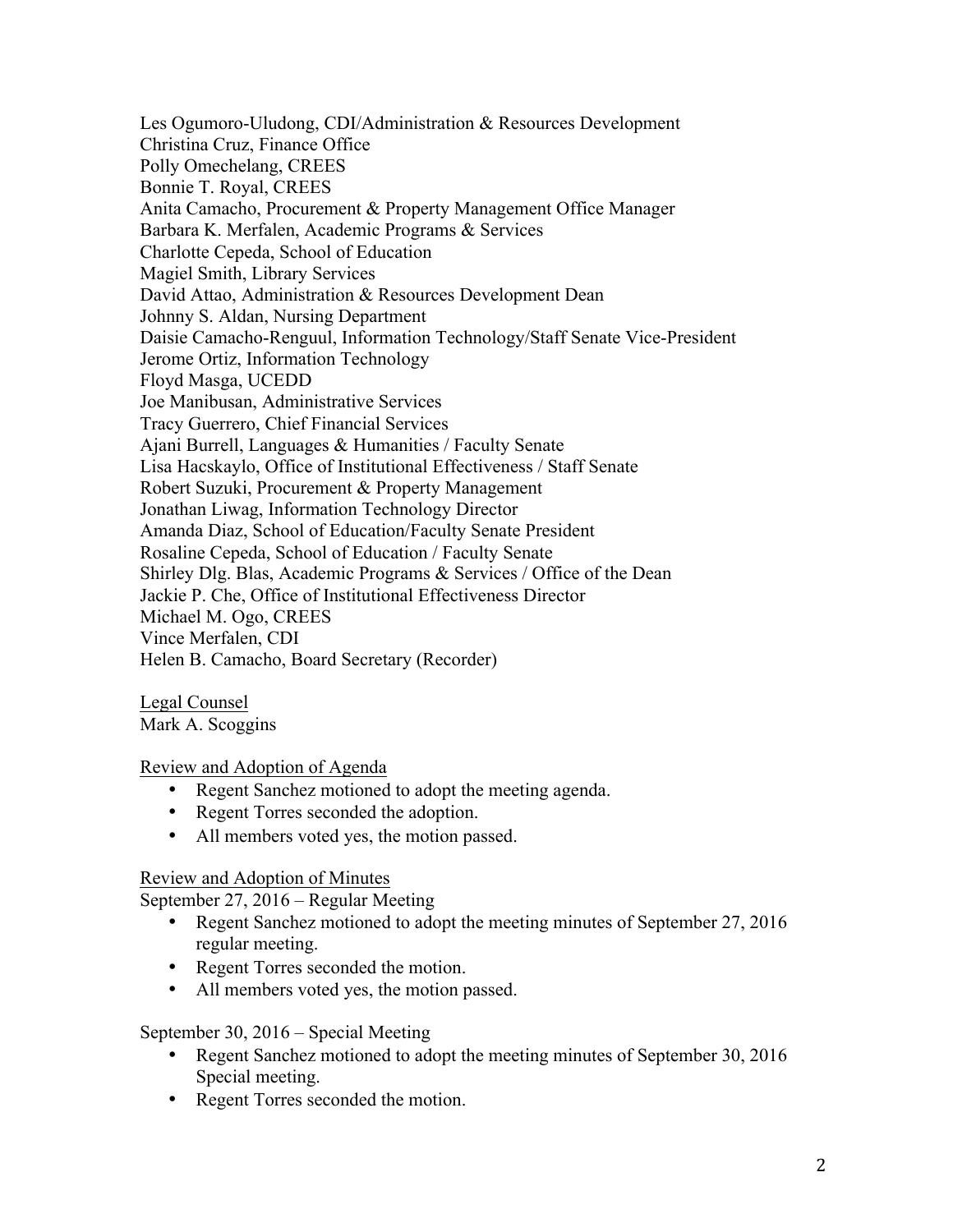Les Ogumoro-Uludong, CDI/Administration & Resources Development
Christina Cruz, Finance Office
Polly Omechelang, CREES
Bonnie T. Royal, CREES
Anita Camacho, Procurement & Property Management Office Manager
Barbara K. Merfalen, Academic Programs & Services
Charlotte Cepeda, School of Education
Magiel Smith, Library Services
David Attao, Administration & Resources Development Dean
Johnny S. Aldan, Nursing Department
Daisie Camacho-Renguul, Information Technology/Staff Senate Vice-President
Jerome Ortiz, Information Technology
Floyd Masga, UCEDD
Joe Manibusan, Administrative Services
Tracy Guerrero, Chief Financial Services
Ajani Burrell, Languages & Humanities / Faculty Senate
Lisa Hacskaylo, Office of Institutional Effectiveness / Staff Senate
Robert Suzuki, Procurement & Property Management
Jonathan Liwag, Information Technology Director
Amanda Diaz, School of Education/Faculty Senate President
Rosaline Cepeda, School of Education / Faculty Senate
Shirley Dlg. Blas, Academic Programs & Services / Office of the Dean
Jackie P. Che, Office of Institutional Effectiveness Director
Michael M. Ogo, CREES
Vince Merfalen, CDI
Helen B. Camacho, Board Secretary (Recorder)

Legal Counsel
Mark A. Scoggins

Review and Adoption of Agenda

- Regent Sanchez motioned to adopt the meeting agenda.
- Regent Torres seconded the adoption.
- All members voted yes, the motion passed.

Review and Adoption of Minutes

September 27, 2016 – Regular Meeting

- Regent Sanchez motioned to adopt the meeting minutes of September 27, 2016 regular meeting.
- Regent Torres seconded the motion.
- All members voted yes, the motion passed.

September 30, 2016 – Special Meeting

- Regent Sanchez motioned to adopt the meeting minutes of September 30, 2016 Special meeting.
- Regent Torres seconded the motion.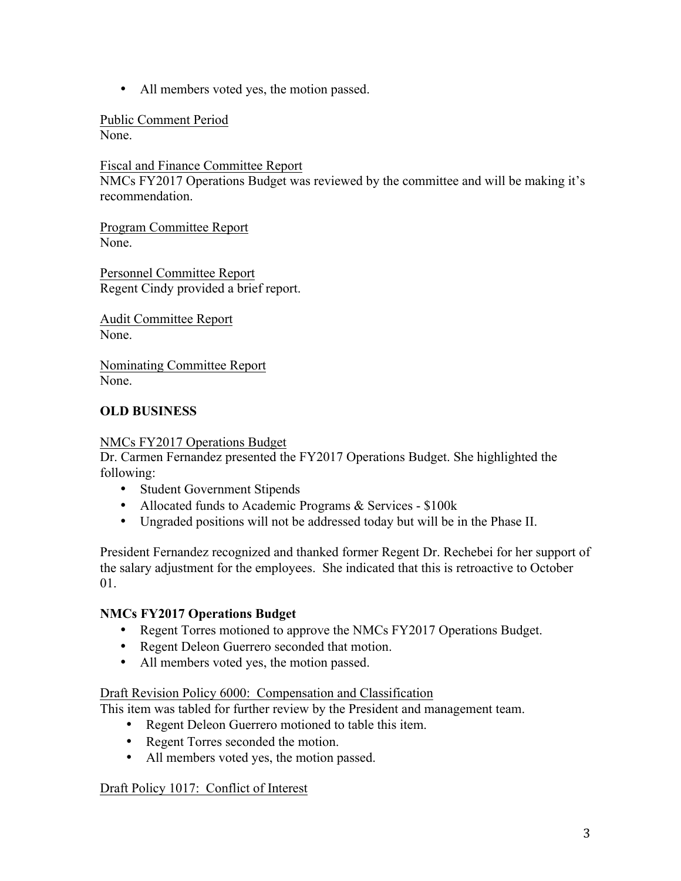- All members voted yes, the motion passed.

<u>Public Comment Period</u>
None.

<u>Fiscal and Finance Committee Report</u>
NMCs FY2017 Operations Budget was reviewed by the committee and will be making it's recommendation.

<u>Program Committee Report</u>
None.

<u>Personnel Committee Report</u>
Regent Cindy provided a brief report.

<u>Audit Committee Report</u>
None.

<u>Nominating Committee Report</u>
None.

**OLD BUSINESS**

<u>NMCs FY2017 Operations Budget</u>
Dr. Carmen Fernandez presented the FY2017 Operations Budget. She highlighted the following:

- Student Government Stipends
- Allocated funds to Academic Programs & Services - $100k
- Ungraded positions will not be addressed today but will be in the Phase II.

President Fernandez recognized and thanked former Regent Dr. Rechebei for her support of the salary adjustment for the employees. She indicated that this is retroactive to October 01.

**NMCs FY2017 Operations Budget**

- Regent Torres motioned to approve the NMCs FY2017 Operations Budget.
- Regent Deleon Guerrero seconded that motion.
- All members voted yes, the motion passed.

<u>Draft Revision Policy 6000: Compensation and Classification</u>
This item was tabled for further review by the President and management team.

- Regent Deleon Guerrero motioned to table this item.
- Regent Torres seconded the motion.
- All members voted yes, the motion passed.

<u>Draft Policy 1017: Conflict of Interest</u>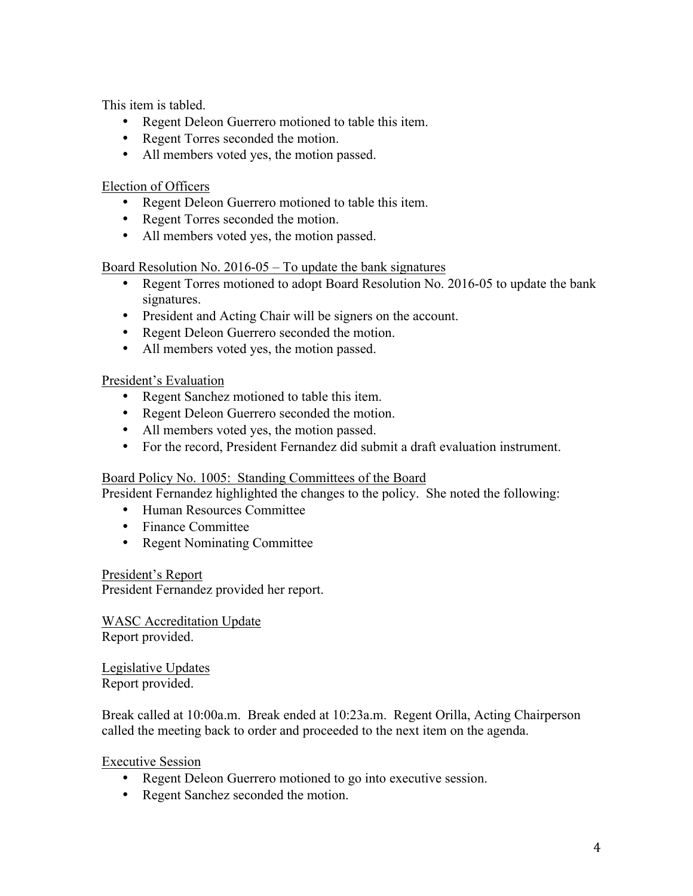This item is tabled.

- Regent Deleon Guerrero motioned to table this item.
- Regent Torres seconded the motion.
- All members voted yes, the motion passed.

Election of Officers

- Regent Deleon Guerrero motioned to table this item.
- Regent Torres seconded the motion.
- All members voted yes, the motion passed.

Board Resolution No. 2016-05 – To update the bank signatures

- Regent Torres motioned to adopt Board Resolution No. 2016-05 to update the bank signatures.
- President and Acting Chair will be signers on the account.
- Regent Deleon Guerrero seconded the motion.
- All members voted yes, the motion passed.

President's Evaluation

- Regent Sanchez motioned to table this item.
- Regent Deleon Guerrero seconded the motion.
- All members voted yes, the motion passed.
- For the record, President Fernandez did submit a draft evaluation instrument.

Board Policy No. 1005: Standing Committees of the Board

President Fernandez highlighted the changes to the policy. She noted the following:

- Human Resources Committee
- Finance Committee
- Regent Nominating Committee

President's Report

President Fernandez provided her report.

WASC Accreditation Update

Report provided.

Legislative Updates

Report provided.

Break called at 10:00a.m. Break ended at 10:23a.m. Regent Orilla, Acting Chairperson called the meeting back to order and proceeded to the next item on the agenda.

Executive Session

- Regent Deleon Guerrero motioned to go into executive session.
- Regent Sanchez seconded the motion.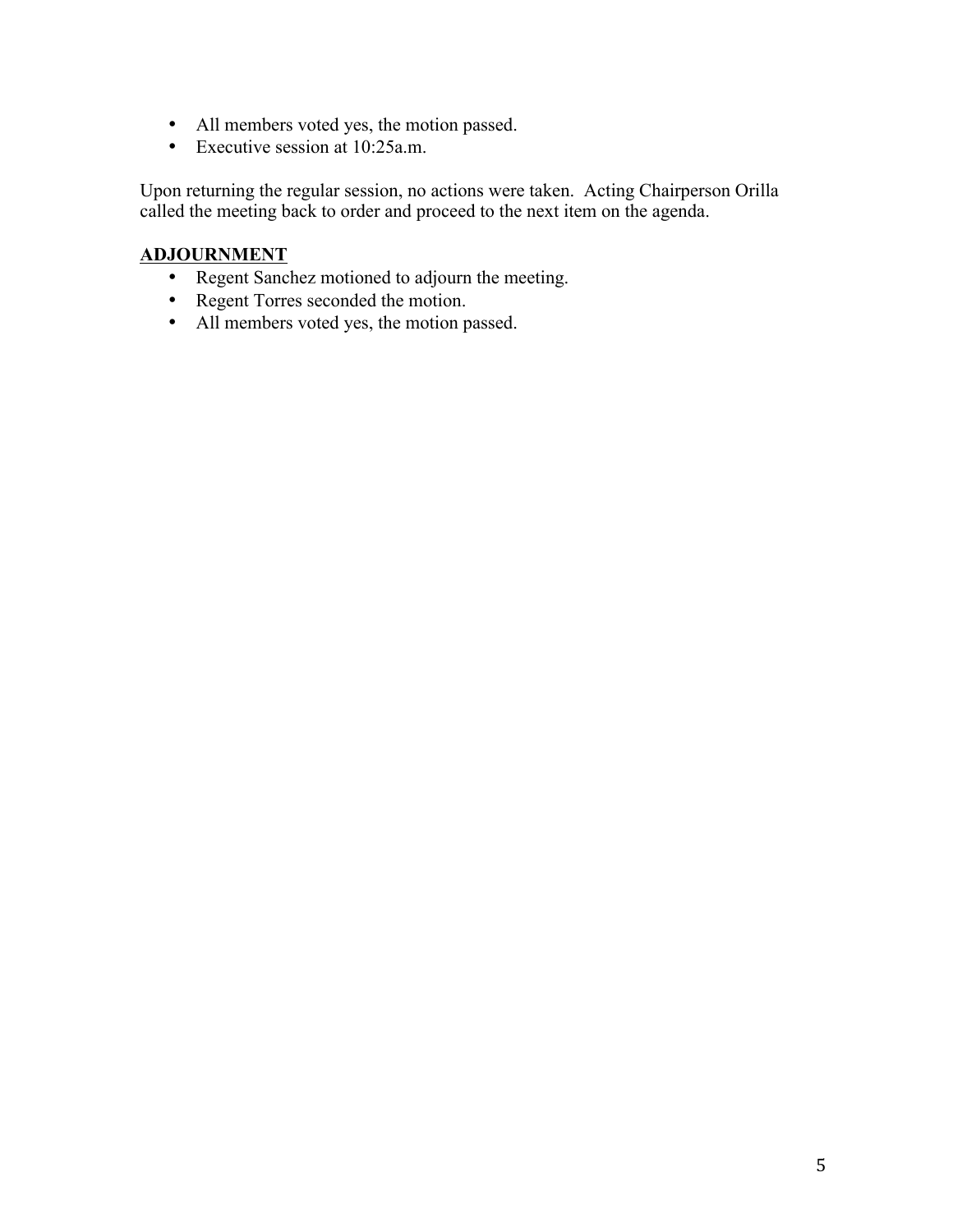- All members voted yes, the motion passed.
- Executive session at 10:25a.m.

Upon returning the regular session, no actions were taken. Acting Chairperson Orilla called the meeting back to order and proceed to the next item on the agenda.

**ADJOURNMENT**

- Regent Sanchez motioned to adjourn the meeting.
- Regent Torres seconded the motion.
- All members voted yes, the motion passed.